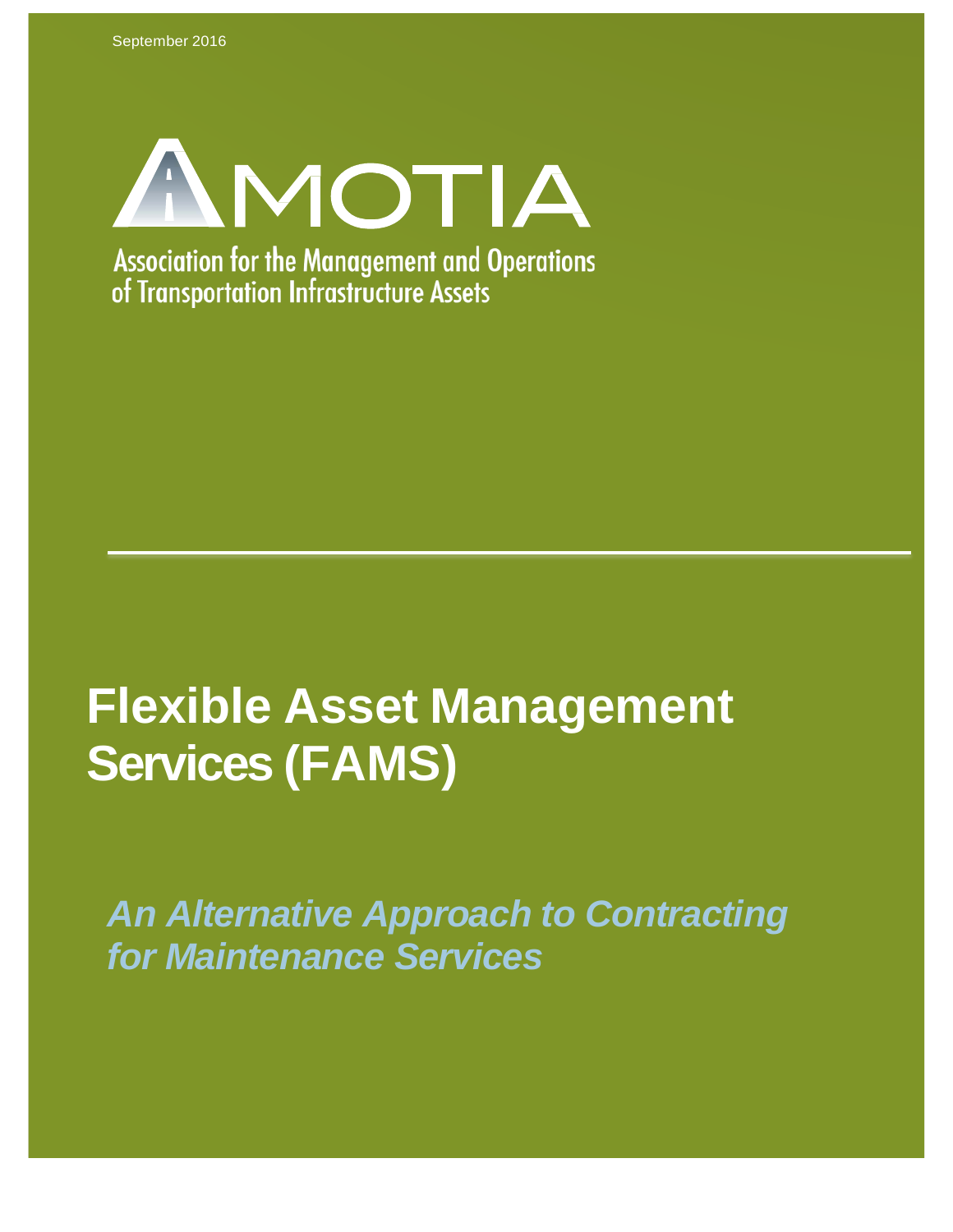September 2016

AMOTIA

Association for the Management and Operations of Transportation Infrastructure Assets

# Flexible Asset Management Services (FAMS)

***An Alternative Approach to Contracting for Maintenance Services***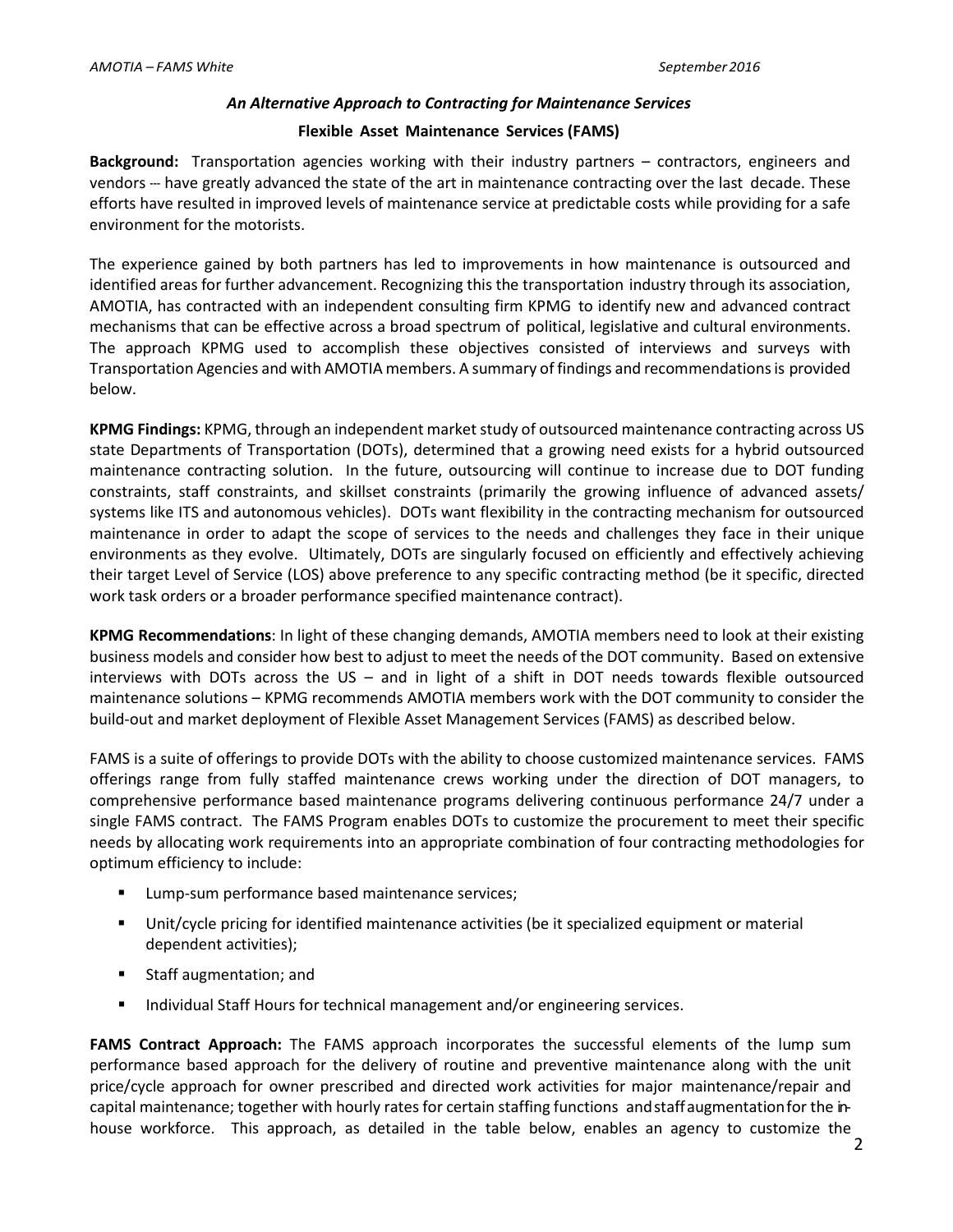### *An Alternative Approach to Contracting for Maintenance Services*

**Flexible Asset Maintenance Services (FAMS)**

**Background:** Transportation agencies working with their industry partners – contractors, engineers and vendors -- have greatly advanced the state of the art in maintenance contracting over the last decade. These efforts have resulted in improved levels of maintenance service at predictable costs while providing for a safe environment for the motorists.

The experience gained by both partners has led to improvements in how maintenance is outsourced and identified areas for further advancement. Recognizing this the transportation industry through its association, AMOTIA, has contracted with an independent consulting firm KPMG to identify new and advanced contract mechanisms that can be effective across a broad spectrum of political, legislative and cultural environments. The approach KPMG used to accomplish these objectives consisted of interviews and surveys with Transportation Agencies and with AMOTIA members. A summary of findings and recommendations is provided below.

**KPMG Findings:** KPMG, through an independent market study of outsourced maintenance contracting across US state Departments of Transportation (DOTs), determined that a growing need exists for a hybrid outsourced maintenance contracting solution. In the future, outsourcing will continue to increase due to DOT funding constraints, staff constraints, and skillset constraints (primarily the growing influence of advanced assets/ systems like ITS and autonomous vehicles). DOTs want flexibility in the contracting mechanism for outsourced maintenance in order to adapt the scope of services to the needs and challenges they face in their unique environments as they evolve. Ultimately, DOTs are singularly focused on efficiently and effectively achieving their target Level of Service (LOS) above preference to any specific contracting method (be it specific, directed work task orders or a broader performance specified maintenance contract).

**KPMG Recommendations**: In light of these changing demands, AMOTIA members need to look at their existing business models and consider how best to adjust to meet the needs of the DOT community. Based on extensive interviews with DOTs across the US – and in light of a shift in DOT needs towards flexible outsourced maintenance solutions – KPMG recommends AMOTIA members work with the DOT community to consider the build-out and market deployment of Flexible Asset Management Services (FAMS) as described below.

FAMS is a suite of offerings to provide DOTs with the ability to choose customized maintenance services. FAMS offerings range from fully staffed maintenance crews working under the direction of DOT managers, to comprehensive performance based maintenance programs delivering continuous performance 24/7 under a single FAMS contract. The FAMS Program enables DOTs to customize the procurement to meet their specific needs by allocating work requirements into an appropriate combination of four contracting methodologies for optimum efficiency to include:

- Lump-sum performance based maintenance services;
- Unit/cycle pricing for identified maintenance activities (be it specialized equipment or material dependent activities);
- Staff augmentation; and
- Individual Staff Hours for technical management and/or engineering services.

**FAMS Contract Approach:** The FAMS approach incorporates the successful elements of the lump sum performance based approach for the delivery of routine and preventive maintenance along with the unit price/cycle approach for owner prescribed and directed work activities for major maintenance/repair and capital maintenance; together with hourly rates for certain staffing functions and staff augmentation for the in-house workforce. This approach, as detailed in the table below, enables an agency to customize the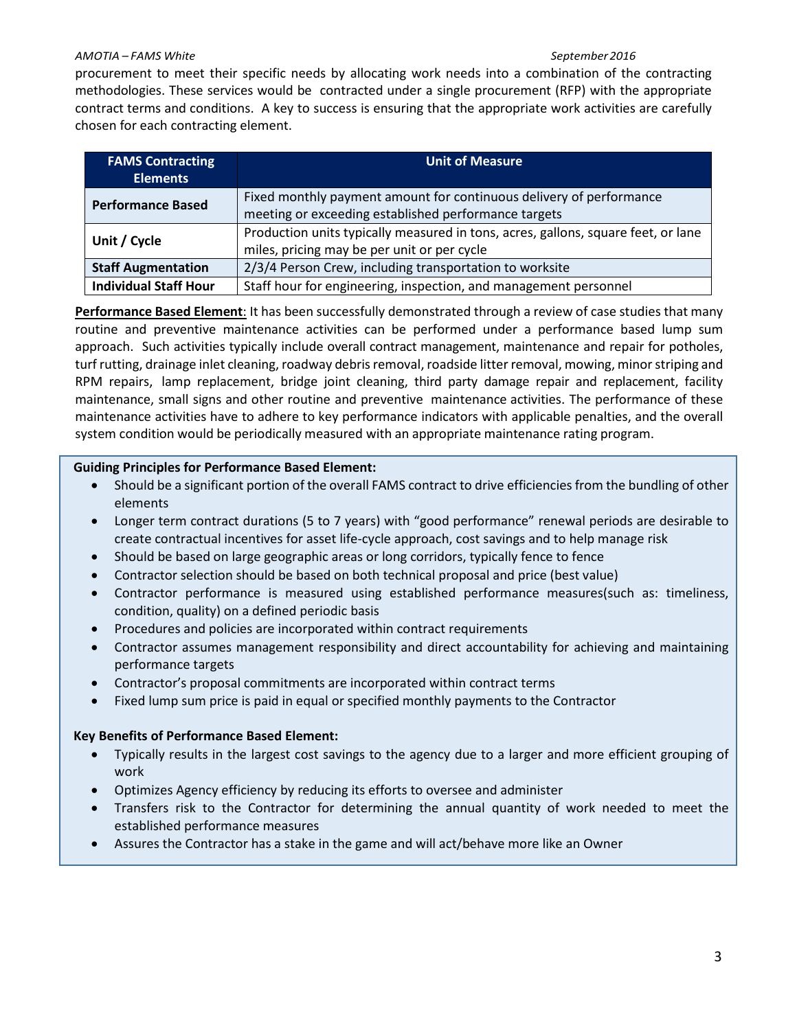procurement to meet their specific needs by allocating work needs into a combination of the contracting methodologies. These services would be contracted under a single procurement (RFP) with the appropriate contract terms and conditions. A key to success is ensuring that the appropriate work activities are carefully chosen for each contracting element.

| FAMS Contracting Elements | Unit of Measure |
|---|---|
| **Performance Based** | Fixed monthly payment amount for continuous delivery of performance meeting or exceeding established performance targets |
| **Unit / Cycle** | Production units typically measured in tons, acres, gallons, square feet, or lane miles, pricing may be per unit or per cycle |
| **Staff Augmentation** | 2/3/4 Person Crew, including transportation to worksite |
| **Individual Staff Hour** | Staff hour for engineering, inspection, and management personnel |

**Performance Based Element**: It has been successfully demonstrated through a review of case studies that many routine and preventive maintenance activities can be performed under a performance based lump sum approach. Such activities typically include overall contract management, maintenance and repair for potholes, turf rutting, drainage inlet cleaning, roadway debris removal, roadside litter removal, mowing, minor striping and RPM repairs, lamp replacement, bridge joint cleaning, third party damage repair and replacement, facility maintenance, small signs and other routine and preventive maintenance activities. The performance of these maintenance activities have to adhere to key performance indicators with applicable penalties, and the overall system condition would be periodically measured with an appropriate maintenance rating program.

**Guiding Principles for Performance Based Element:**

- Should be a significant portion of the overall FAMS contract to drive efficiencies from the bundling of other elements
- Longer term contract durations (5 to 7 years) with "good performance" renewal periods are desirable to create contractual incentives for asset life-cycle approach, cost savings and to help manage risk
- Should be based on large geographic areas or long corridors, typically fence to fence
- Contractor selection should be based on both technical proposal and price (best value)
- Contractor performance is measured using established performance measures(such as: timeliness, condition, quality) on a defined periodic basis
- Procedures and policies are incorporated within contract requirements
- Contractor assumes management responsibility and direct accountability for achieving and maintaining performance targets
- Contractor's proposal commitments are incorporated within contract terms
- Fixed lump sum price is paid in equal or specified monthly payments to the Contractor

**Key Benefits of Performance Based Element:**

- Typically results in the largest cost savings to the agency due to a larger and more efficient grouping of work
- Optimizes Agency efficiency by reducing its efforts to oversee and administer
- Transfers risk to the Contractor for determining the annual quantity of work needed to meet the established performance measures
- Assures the Contractor has a stake in the game and will act/behave more like an Owner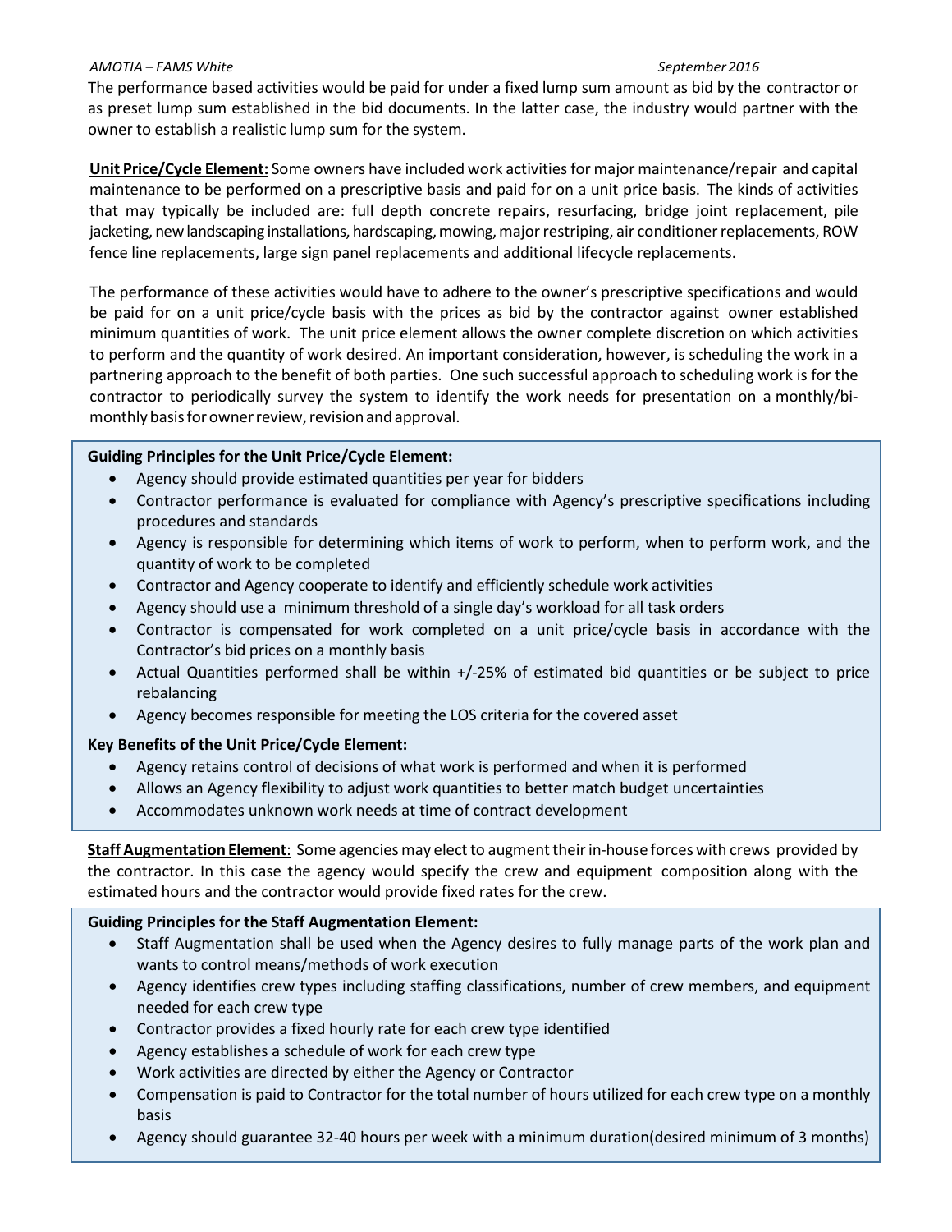The performance based activities would be paid for under a fixed lump sum amount as bid by the contractor or as preset lump sum established in the bid documents. In the latter case, the industry would partner with the owner to establish a realistic lump sum for the system.

**Unit Price/Cycle Element:** Some owners have included work activities for major maintenance/repair and capital maintenance to be performed on a prescriptive basis and paid for on a unit price basis. The kinds of activities that may typically be included are: full depth concrete repairs, resurfacing, bridge joint replacement, pile jacketing, new landscaping installations, hardscaping, mowing, major restriping, air conditioner replacements, ROW fence line replacements, large sign panel replacements and additional lifecycle replacements.

The performance of these activities would have to adhere to the owner's prescriptive specifications and would be paid for on a unit price/cycle basis with the prices as bid by the contractor against owner established minimum quantities of work. The unit price element allows the owner complete discretion on which activities to perform and the quantity of work desired. An important consideration, however, is scheduling the work in a partnering approach to the benefit of both parties. One such successful approach to scheduling work is for the contractor to periodically survey the system to identify the work needs for presentation on a monthly/bi-monthly basis for owner review, revision and approval.

**Guiding Principles for the Unit Price/Cycle Element:**

- Agency should provide estimated quantities per year for bidders
- Contractor performance is evaluated for compliance with Agency's prescriptive specifications including procedures and standards
- Agency is responsible for determining which items of work to perform, when to perform work, and the quantity of work to be completed
- Contractor and Agency cooperate to identify and efficiently schedule work activities
- Agency should use a minimum threshold of a single day's workload for all task orders
- Contractor is compensated for work completed on a unit price/cycle basis in accordance with the Contractor's bid prices on a monthly basis
- Actual Quantities performed shall be within +/-25% of estimated bid quantities or be subject to price rebalancing
- Agency becomes responsible for meeting the LOS criteria for the covered asset

**Key Benefits of the Unit Price/Cycle Element:**

- Agency retains control of decisions of what work is performed and when it is performed
- Allows an Agency flexibility to adjust work quantities to better match budget uncertainties
- Accommodates unknown work needs at time of contract development

**Staff Augmentation Element**: Some agencies may elect to augment their in-house forces with crews provided by the contractor. In this case the agency would specify the crew and equipment composition along with the estimated hours and the contractor would provide fixed rates for the crew.

**Guiding Principles for the Staff Augmentation Element:**

- Staff Augmentation shall be used when the Agency desires to fully manage parts of the work plan and wants to control means/methods of work execution
- Agency identifies crew types including staffing classifications, number of crew members, and equipment needed for each crew type
- Contractor provides a fixed hourly rate for each crew type identified
- Agency establishes a schedule of work for each crew type
- Work activities are directed by either the Agency or Contractor
- Compensation is paid to Contractor for the total number of hours utilized for each crew type on a monthly basis
- Agency should guarantee 32-40 hours per week with a minimum duration(desired minimum of 3 months)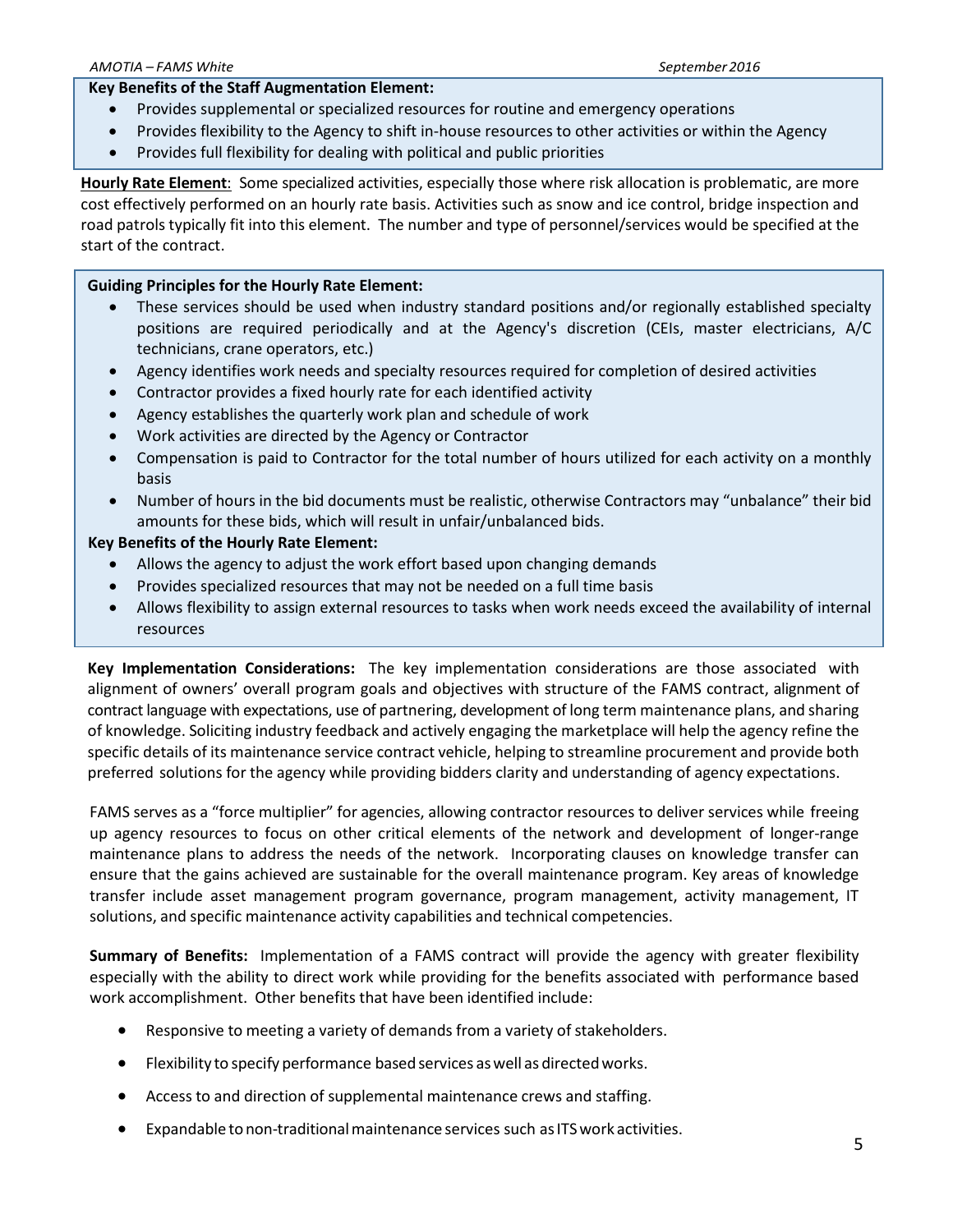**Key Benefits of the Staff Augmentation Element:**

- Provides supplemental or specialized resources for routine and emergency operations
- Provides flexibility to the Agency to shift in-house resources to other activities or within the Agency
- Provides full flexibility for dealing with political and public priorities

**Hourly Rate Element**: Some specialized activities, especially those where risk allocation is problematic, are more cost effectively performed on an hourly rate basis. Activities such as snow and ice control, bridge inspection and road patrols typically fit into this element. The number and type of personnel/services would be specified at the start of the contract.

**Guiding Principles for the Hourly Rate Element:**

- These services should be used when industry standard positions and/or regionally established specialty positions are required periodically and at the Agency's discretion (CEIs, master electricians, A/C technicians, crane operators, etc.)
- Agency identifies work needs and specialty resources required for completion of desired activities
- Contractor provides a fixed hourly rate for each identified activity
- Agency establishes the quarterly work plan and schedule of work
- Work activities are directed by the Agency or Contractor
- Compensation is paid to Contractor for the total number of hours utilized for each activity on a monthly basis
- Number of hours in the bid documents must be realistic, otherwise Contractors may "unbalance" their bid amounts for these bids, which will result in unfair/unbalanced bids.

**Key Benefits of the Hourly Rate Element:**

- Allows the agency to adjust the work effort based upon changing demands
- Provides specialized resources that may not be needed on a full time basis
- Allows flexibility to assign external resources to tasks when work needs exceed the availability of internal resources

**Key Implementation Considerations:** The key implementation considerations are those associated with alignment of owners' overall program goals and objectives with structure of the FAMS contract, alignment of contract language with expectations, use of partnering, development of long term maintenance plans, and sharing of knowledge. Soliciting industry feedback and actively engaging the marketplace will help the agency refine the specific details of its maintenance service contract vehicle, helping to streamline procurement and provide both preferred solutions for the agency while providing bidders clarity and understanding of agency expectations.

FAMS serves as a "force multiplier" for agencies, allowing contractor resources to deliver services while freeing up agency resources to focus on other critical elements of the network and development of longer-range maintenance plans to address the needs of the network. Incorporating clauses on knowledge transfer can ensure that the gains achieved are sustainable for the overall maintenance program. Key areas of knowledge transfer include asset management program governance, program management, activity management, IT solutions, and specific maintenance activity capabilities and technical competencies.

**Summary of Benefits:** Implementation of a FAMS contract will provide the agency with greater flexibility especially with the ability to direct work while providing for the benefits associated with performance based work accomplishment. Other benefits that have been identified include:

- Responsive to meeting a variety of demands from a variety of stakeholders.
- Flexibility to specify performance based services as well as directed works.
- Access to and direction of supplemental maintenance crews and staffing.
- Expandable to non-traditional maintenance services such as ITS work activities.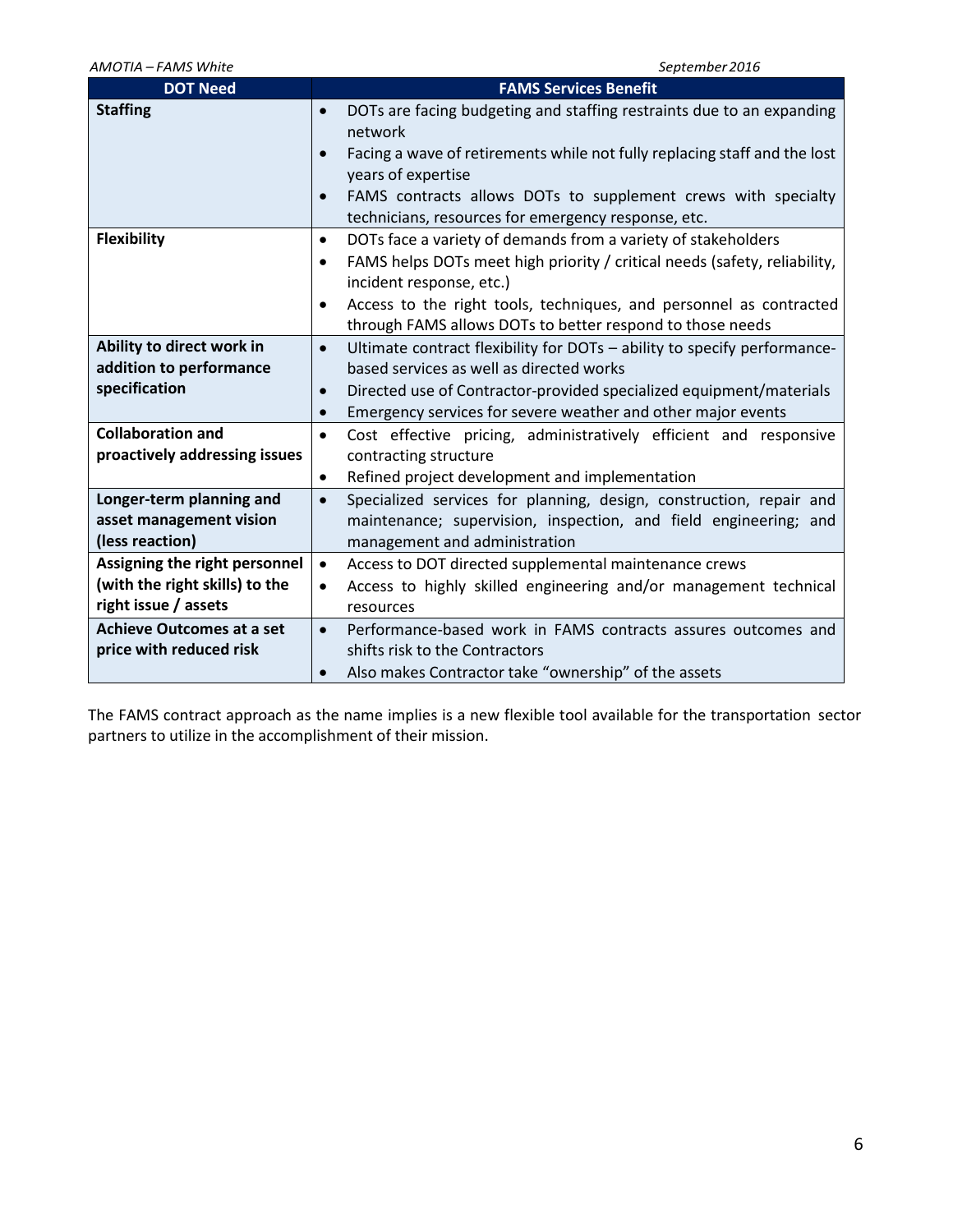| DOT Need | FAMS Services Benefit |
|---|---|
| **Staffing** | • DOTs are facing budgeting and staffing restraints due to an expanding network<br>• Facing a wave of retirements while not fully replacing staff and the lost years of expertise<br>• FAMS contracts allows DOTs to supplement crews with specialty technicians, resources for emergency response, etc. |
| **Flexibility** | • DOTs face a variety of demands from a variety of stakeholders<br>• FAMS helps DOTs meet high priority / critical needs (safety, reliability, incident response, etc.)<br>• Access to the right tools, techniques, and personnel as contracted through FAMS allows DOTs to better respond to those needs |
| **Ability to direct work in addition to performance specification** | • Ultimate contract flexibility for DOTs – ability to specify performance-based services as well as directed works<br>• Directed use of Contractor-provided specialized equipment/materials<br>• Emergency services for severe weather and other major events |
| **Collaboration and proactively addressing issues** | • Cost effective pricing, administratively efficient and responsive contracting structure<br>• Refined project development and implementation |
| **Longer-term planning and asset management vision (less reaction)** | • Specialized services for planning, design, construction, repair and maintenance; supervision, inspection, and field engineering; and management and administration |
| **Assigning the right personnel (with the right skills) to the right issue / assets** | • Access to DOT directed supplemental maintenance crews<br>• Access to highly skilled engineering and/or management technical resources |
| **Achieve Outcomes at a set price with reduced risk** | • Performance-based work in FAMS contracts assures outcomes and shifts risk to the Contractors<br>• Also makes Contractor take "ownership" of the assets |

The FAMS contract approach as the name implies is a new flexible tool available for the transportation sector partners to utilize in the accomplishment of their mission.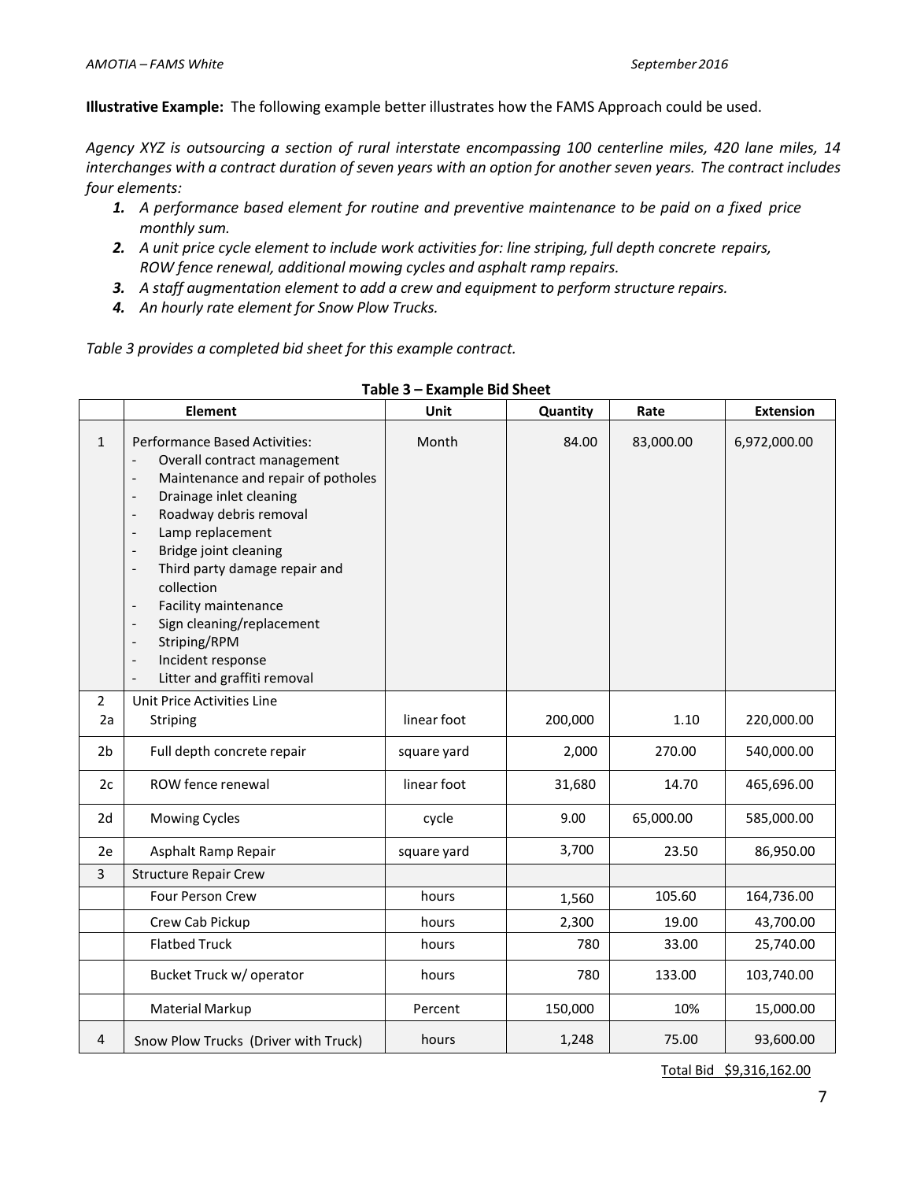**Illustrative Example:** The following example better illustrates how the FAMS Approach could be used.

*Agency XYZ is outsourcing a section of rural interstate encompassing 100 centerline miles, 420 lane miles, 14 interchanges with a contract duration of seven years with an option for another seven years. The contract includes four elements:*

1. *A performance based element for routine and preventive maintenance to be paid on a fixed price monthly sum.*
2. *A unit price cycle element to include work activities for: line striping, full depth concrete repairs, ROW fence renewal, additional mowing cycles and asphalt ramp repairs.*
3. *A staff augmentation element to add a crew and equipment to perform structure repairs.*
4. *An hourly rate element for Snow Plow Trucks.*

*Table 3 provides a completed bid sheet for this example contract.*

**Table 3 – Example Bid Sheet**

| | Element | Unit | Quantity | Rate | Extension |
|---|---|---|---|---|---|
| 1 | Performance Based Activities:<br>- Overall contract management<br>- Maintenance and repair of potholes<br>- Drainage inlet cleaning<br>- Roadway debris removal<br>- Lamp replacement<br>- Bridge joint cleaning<br>- Third party damage repair and collection<br>- Facility maintenance<br>- Sign cleaning/replacement<br>- Striping/RPM<br>- Incident response<br>- Litter and graffiti removal | Month | 84.00 | 83,000.00 | 6,972,000.00 |
| 2 | Unit Price Activities Line | | | | |
| 2a | Striping | linear foot | 200,000 | 1.10 | 220,000.00 |
| 2b | Full depth concrete repair | square yard | 2,000 | 270.00 | 540,000.00 |
| 2c | ROW fence renewal | linear foot | 31,680 | 14.70 | 465,696.00 |
| 2d | Mowing Cycles | cycle | 9.00 | 65,000.00 | 585,000.00 |
| 2e | Asphalt Ramp Repair | square yard | 3,700 | 23.50 | 86,950.00 |
| 3 | Structure Repair Crew | | | | |
| | Four Person Crew | hours | 1,560 | 105.60 | 164,736.00 |
| | Crew Cab Pickup | hours | 2,300 | 19.00 | 43,700.00 |
| | Flatbed Truck | hours | 780 | 33.00 | 25,740.00 |
| | Bucket Truck w/ operator | hours | 780 | 133.00 | 103,740.00 |
| | Material Markup | Percent | 150,000 | 10% | 15,000.00 |
| 4 | Snow Plow Trucks (Driver with Truck) | hours | 1,248 | 75.00 | 93,600.00 |

Total Bid $9,316,162.00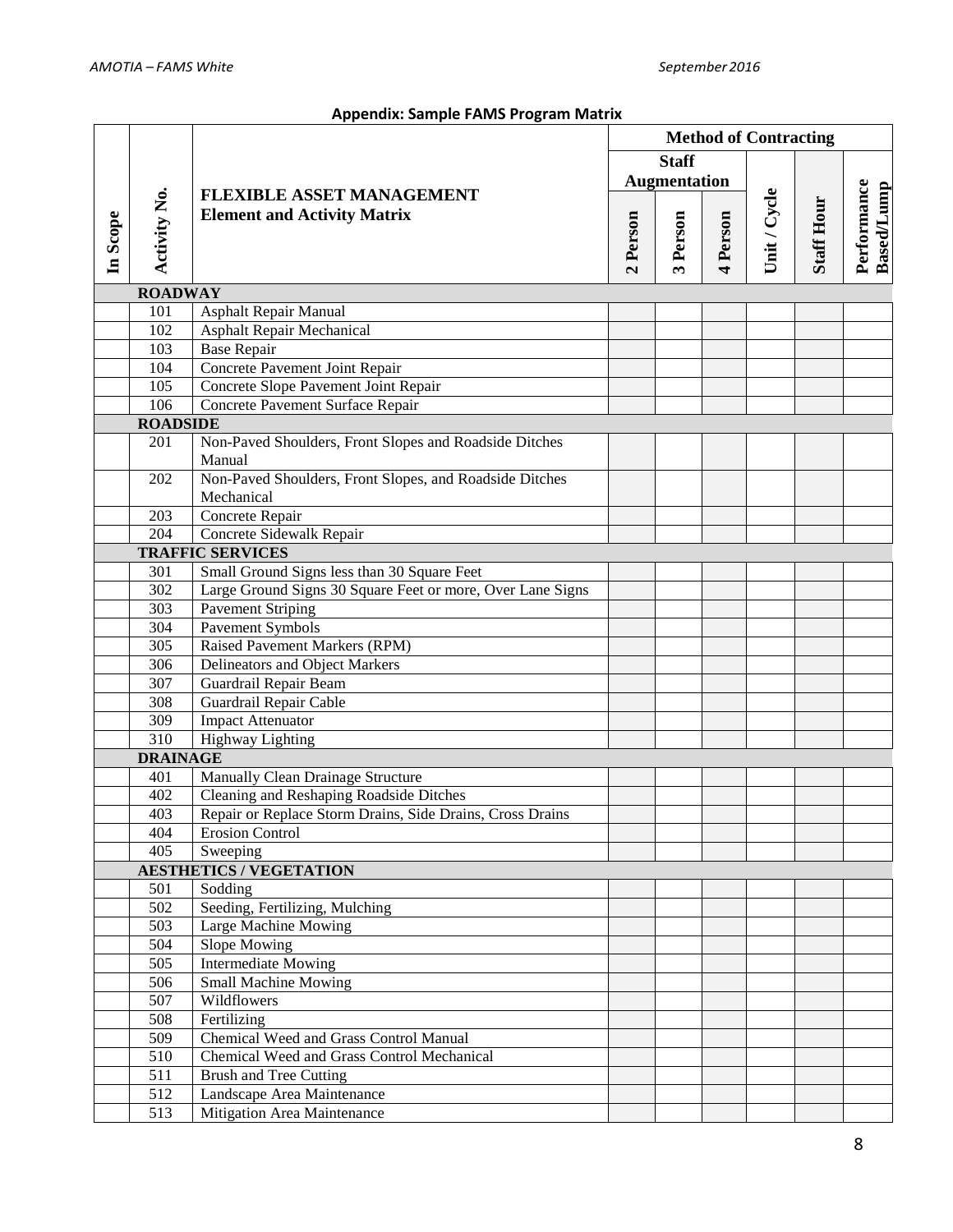**Appendix: Sample FAMS Program Matrix**

| In Scope | Activity No. | FLEXIBLE ASSET MANAGEMENT Element and Activity Matrix | Method of Contracting | | | | | |
|---|---|---|---|---|---|---|---|---|
| | | | Staff Augmentation | | | Unit / Cycle | Staff Hour | Performance Based/Lump |
| | | | 2 Person | 3 Person | 4 Person | | | |
| | **ROADWAY** | | | | | | | |
| | 101 | Asphalt Repair Manual | | | | | | |
| | 102 | Asphalt Repair Mechanical | | | | | | |
| | 103 | Base Repair | | | | | | |
| | 104 | Concrete Pavement Joint Repair | | | | | | |
| | 105 | Concrete Slope Pavement Joint Repair | | | | | | |
| | 106 | Concrete Pavement Surface Repair | | | | | | |
| | **ROADSIDE** | | | | | | | |
| | 201 | Non-Paved Shoulders, Front Slopes and Roadside Ditches Manual | | | | | | |
| | 202 | Non-Paved Shoulders, Front Slopes, and Roadside Ditches Mechanical | | | | | | |
| | 203 | Concrete Repair | | | | | | |
| | 204 | Concrete Sidewalk Repair | | | | | | |
| | **TRAFFIC SERVICES** | | | | | | | |
| | 301 | Small Ground Signs less than 30 Square Feet | | | | | | |
| | 302 | Large Ground Signs 30 Square Feet or more, Over Lane Signs | | | | | | |
| | 303 | Pavement Striping | | | | | | |
| | 304 | Pavement Symbols | | | | | | |
| | 305 | Raised Pavement Markers (RPM) | | | | | | |
| | 306 | Delineators and Object Markers | | | | | | |
| | 307 | Guardrail Repair Beam | | | | | | |
| | 308 | Guardrail Repair Cable | | | | | | |
| | 309 | Impact Attenuator | | | | | | |
| | 310 | Highway Lighting | | | | | | |
| | **DRAINAGE** | | | | | | | |
| | 401 | Manually Clean Drainage Structure | | | | | | |
| | 402 | Cleaning and Reshaping Roadside Ditches | | | | | | |
| | 403 | Repair or Replace Storm Drains, Side Drains, Cross Drains | | | | | | |
| | 404 | Erosion Control | | | | | | |
| | 405 | Sweeping | | | | | | |
| | **AESTHETICS / VEGETATION** | | | | | | | |
| | 501 | Sodding | | | | | | |
| | 502 | Seeding, Fertilizing, Mulching | | | | | | |
| | 503 | Large Machine Mowing | | | | | | |
| | 504 | Slope Mowing | | | | | | |
| | 505 | Intermediate Mowing | | | | | | |
| | 506 | Small Machine Mowing | | | | | | |
| | 507 | Wildflowers | | | | | | |
| | 508 | Fertilizing | | | | | | |
| | 509 | Chemical Weed and Grass Control Manual | | | | | | |
| | 510 | Chemical Weed and Grass Control Mechanical | | | | | | |
| | 511 | Brush and Tree Cutting | | | | | | |
| | 512 | Landscape Area Maintenance | | | | | | |
| | 513 | Mitigation Area Maintenance | | | | | | |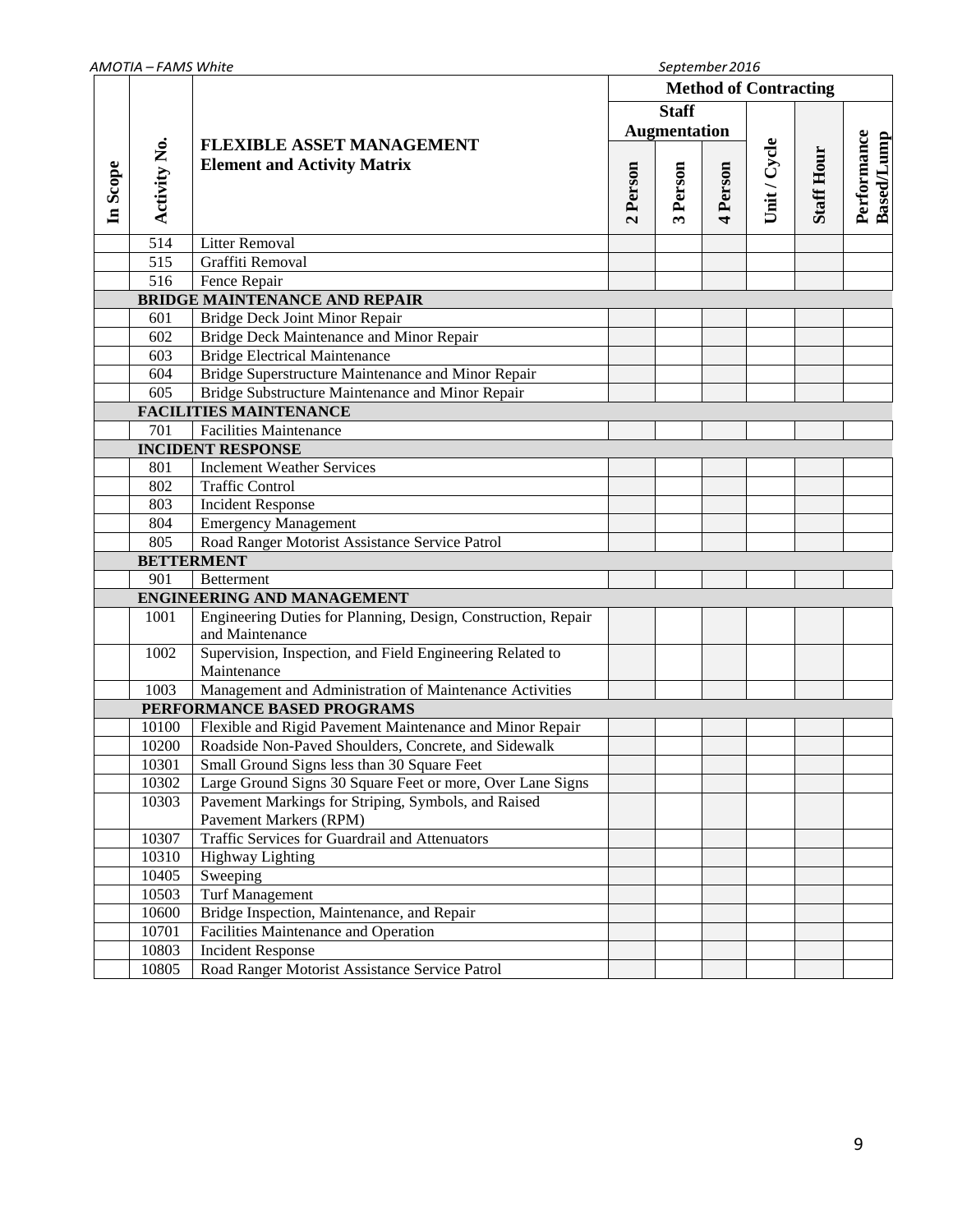| In Scope | Activity No. | FLEXIBLE ASSET MANAGEMENT Element and Activity Matrix | Method of Contracting | | | | | |
|---|---|---|---|---|---|---|---|---|
| | | | Staff Augmentation | | | | | |
| | | | 2 Person | 3 Person | 4 Person | Unit / Cycle | Staff Hour | Performance Based/Lump |
| | 514 | Litter Removal | | | | | | |
| | 515 | Graffiti Removal | | | | | | |
| | 516 | Fence Repair | | | | | | |
| | **BRIDGE MAINTENANCE AND REPAIR** | | | | | | | |
| | 601 | Bridge Deck Joint Minor Repair | | | | | | |
| | 602 | Bridge Deck Maintenance and Minor Repair | | | | | | |
| | 603 | Bridge Electrical Maintenance | | | | | | |
| | 604 | Bridge Superstructure Maintenance and Minor Repair | | | | | | |
| | 605 | Bridge Substructure Maintenance and Minor Repair | | | | | | |
| | **FACILITIES MAINTENANCE** | | | | | | | |
| | 701 | Facilities Maintenance | | | | | | |
| | **INCIDENT RESPONSE** | | | | | | | |
| | 801 | Inclement Weather Services | | | | | | |
| | 802 | Traffic Control | | | | | | |
| | 803 | Incident Response | | | | | | |
| | 804 | Emergency Management | | | | | | |
| | 805 | Road Ranger Motorist Assistance Service Patrol | | | | | | |
| | **BETTERMENT** | | | | | | | |
| | 901 | Betterment | | | | | | |
| | **ENGINEERING AND MANAGEMENT** | | | | | | | |
| | 1001 | Engineering Duties for Planning, Design, Construction, Repair and Maintenance | | | | | | |
| | 1002 | Supervision, Inspection, and Field Engineering Related to Maintenance | | | | | | |
| | 1003 | Management and Administration of Maintenance Activities | | | | | | |
| | **PERFORMANCE BASED PROGRAMS** | | | | | | | |
| | 10100 | Flexible and Rigid Pavement Maintenance and Minor Repair | | | | | | |
| | 10200 | Roadside Non-Paved Shoulders, Concrete, and Sidewalk | | | | | | |
| | 10301 | Small Ground Signs less than 30 Square Feet | | | | | | |
| | 10302 | Large Ground Signs 30 Square Feet or more, Over Lane Signs | | | | | | |
| | 10303 | Pavement Markings for Striping, Symbols, and Raised Pavement Markers (RPM) | | | | | | |
| | 10307 | Traffic Services for Guardrail and Attenuators | | | | | | |
| | 10310 | Highway Lighting | | | | | | |
| | 10405 | Sweeping | | | | | | |
| | 10503 | Turf Management | | | | | | |
| | 10600 | Bridge Inspection, Maintenance, and Repair | | | | | | |
| | 10701 | Facilities Maintenance and Operation | | | | | | |
| | 10803 | Incident Response | | | | | | |
| | 10805 | Road Ranger Motorist Assistance Service Patrol | | | | | | |